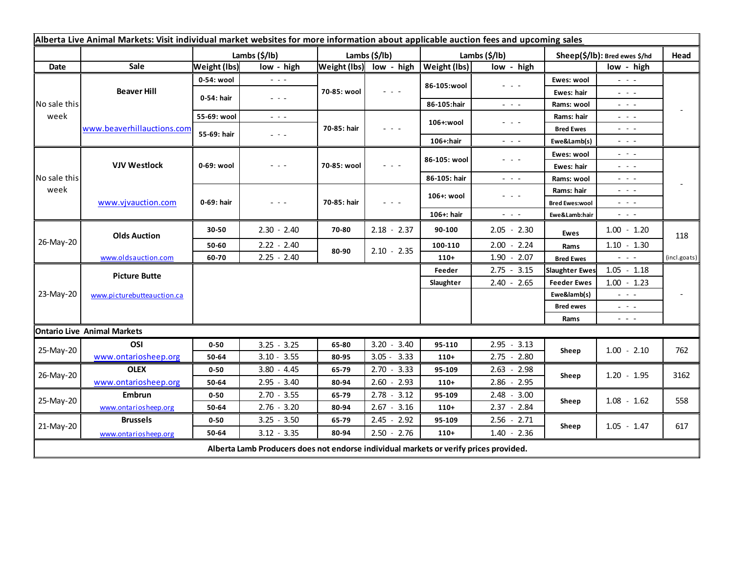**Alberta Live Animal Markets: Visit individual market websites for more information about applicable auction fees and upcoming sales**

| Date | Sale | Lambs ($/lb) Weight (lbs) | low - high | Lambs ($/lb) Weight (lbs) | low - high | Lambs ($/lb) Weight (lbs) | low - high | Sheep($/lb): Bred ewes $/hd | low - high | Head |
|---|---|---|---|---|---|---|---|---|---|---|
| No sale this week | Beaver Hill www.beaverhillauctions.com | 0-54: wool | - - - | 70-85: wool | - - - | 86-105:wool | - - - | Ewes: wool | - - - | - |
| | | 0-54: hair | - - - | | | | | Ewes: hair | - - - | |
| | | | | | | 86-105:hair | - - - | Rams: wool | - - - | |
| | | 55-69: wool | - - - | 70-85: hair | - - - | 106+:wool | - - - | Rams: hair | - - - | |
| | | 55-69: hair | - - - | | | | | Bred Ewes | - - - | |
| | | | | | | 106+:hair | - - - | Ewe&Lamb(s) | - - - | |
| No sale this week | VJV Westlock www.vjvauction.com | 0-69: wool | - - - | 70-85: wool | - - - | 86-105: wool | - - - | Ewes: wool | - - - | - |
| | | | | | | | | Ewes: hair | - - - | |
| | | | | | | 86-105: hair | - - - | Rams: wool | - - - | |
| | | 0-69: hair | - - - | 70-85: hair | - - - | 106+: wool | - - - | Rams: hair | - - - | |
| | | | | | | | | Bred Ewes:wool | - - - | |
| | | | | | | 106+: hair | - - - | Ewe&Lamb:hair | - - - | |
| 26-May-20 | Olds Auction www.oldsauction.com | 30-50 | 2.30 - 2.40 | 70-80 | 2.18 - 2.37 | 90-100 | 2.05 - 2.30 | Ewes | 1.00 - 1.20 | 118 (incl.goats) |
| | | 50-60 | 2.22 - 2.40 | 80-90 | 2.10 - 2.35 | 100-110 | 2.00 - 2.24 | Rams | 1.10 - 1.30 | |
| | | 60-70 | 2.25 - 2.40 | | | 110+ | 1.90 - 2.07 | Bred Ewes | - - - | |
| 23-May-20 | Picture Butte www.picturebutteauction.ca | | | | | Feeder | 2.75 - 3.15 | Slaughter Ewes | 1.05 - 1.18 | - |
| | | | | | | Slaughter | 2.40 - 2.65 | Feeder Ewes | 1.00 - 1.23 | |
| | | | | | | | | Ewe&lamb(s) | - - - | |
| | | | | | | | | Bred ewes | - - - | |
| | | | | | | | | Rams | - - - | |

**Ontario Live Animal Markets**

| Date | Sale | Weight (lbs) | low - high | Weight (lbs) | low - high | Weight (lbs) | low - high | | low - high | Head |
|---|---|---|---|---|---|---|---|---|---|---|
| 25-May-20 | OSI www.ontariosheep.org | 0-50 | 3.25 - 3.25 | 65-80 | 3.20 - 3.40 | 95-110 | 2.95 - 3.13 | Sheep | 1.00 - 2.10 | 762 |
| | | 50-64 | 3.10 - 3.55 | 80-95 | 3.05 - 3.33 | 110+ | 2.75 - 2.80 | | | |
| 26-May-20 | OLEX www.ontariosheep.org | 0-50 | 3.80 - 4.45 | 65-79 | 2.70 - 3.33 | 95-109 | 2.63 - 2.98 | Sheep | 1.20 - 1.95 | 3162 |
| | | 50-64 | 2.95 - 3.40 | 80-94 | 2.60 - 2.93 | 110+ | 2.86 - 2.95 | | | |
| 25-May-20 | Embrun www.ontariosheep.org | 0-50 | 2.70 - 3.55 | 65-79 | 2.78 - 3.12 | 95-109 | 2.48 - 3.00 | Sheep | 1.08 - 1.62 | 558 |
| | | 50-64 | 2.76 - 3.20 | 80-94 | 2.67 - 3.16 | 110+ | 2.37 - 2.84 | | | |
| 21-May-20 | Brussels www.ontariosheep.org | 0-50 | 3.25 - 3.50 | 65-79 | 2.45 - 2.92 | 95-109 | 2.56 - 2.71 | Sheep | 1.05 - 1.47 | 617 |
| | | 50-64 | 3.12 - 3.35 | 80-94 | 2.50 - 2.76 | 110+ | 1.40 - 2.36 | | | |

**Alberta Lamb Producers does not endorse individual markets or verify prices provided.**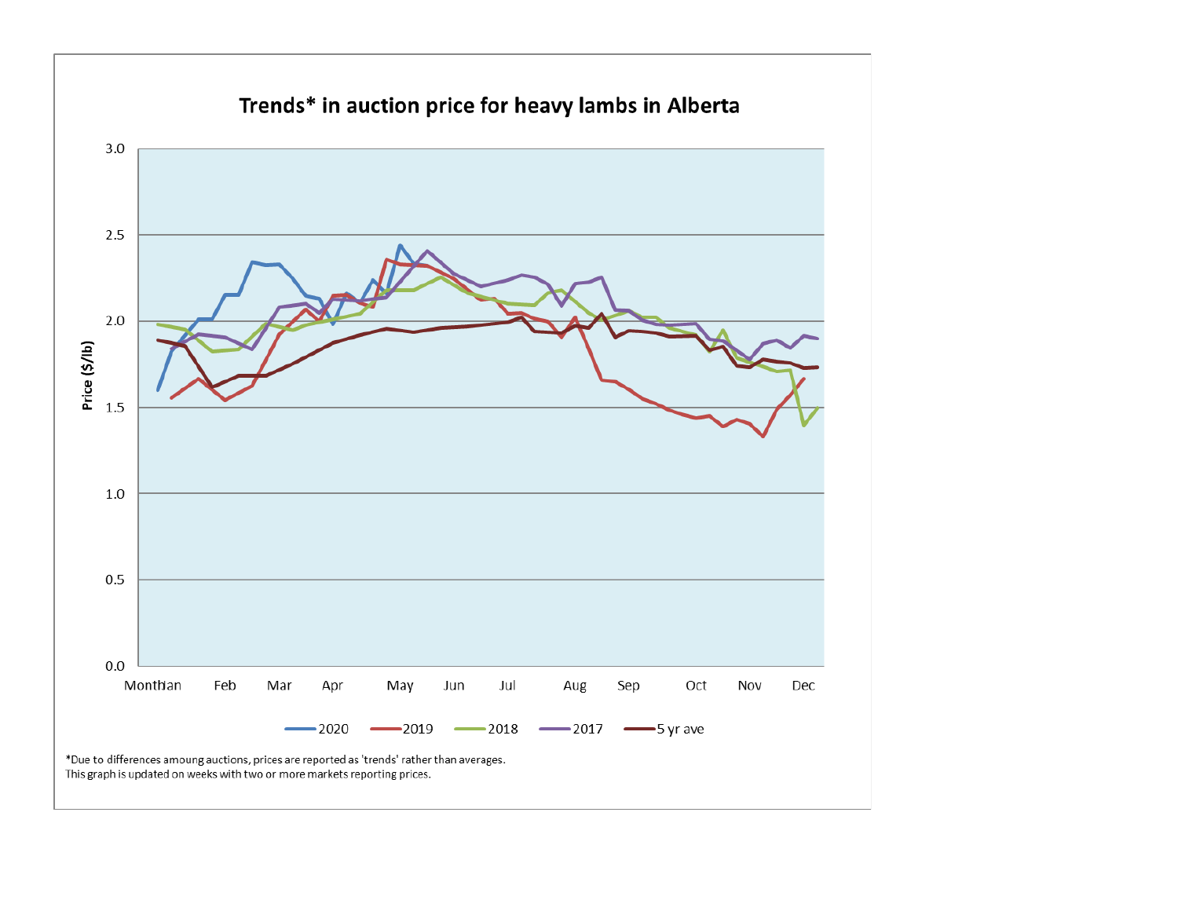# Trends* in auction price for heavy lambs in Alberta

Price ($/lb)

3.0
2.5
2.0
1.5
1.0
0.5
0.0

Month Jan Feb Mar Apr May Jun Jul Aug Sep Oct Nov Dec

2020 2019 2018 2017 5 yr ave

*Due to differences amoung auctions, prices are reported as 'trends' rather than averages.
This graph is updated on weeks with two or more markets reporting prices.